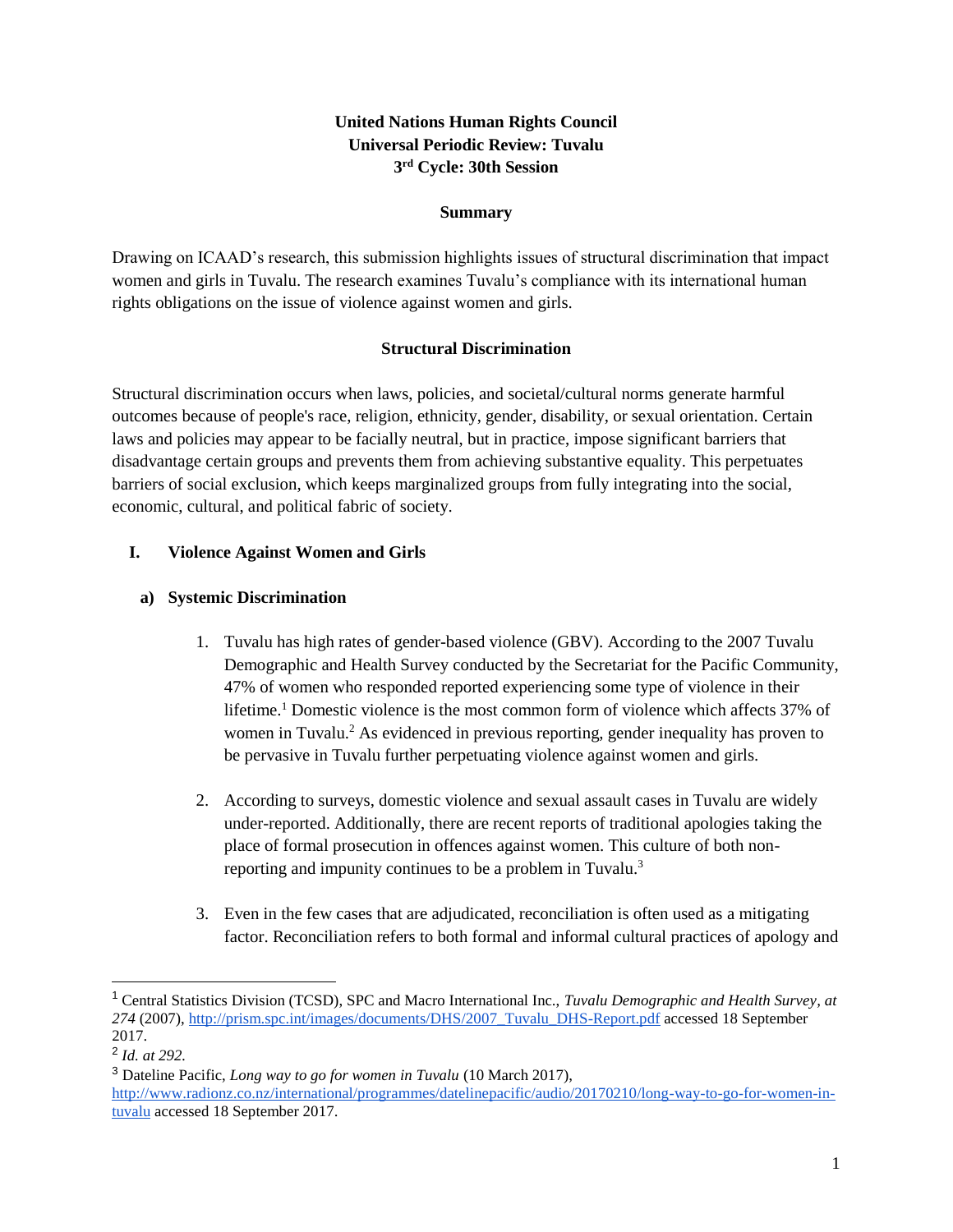**United Nations Human Rights Council**
**Universal Periodic Review: Tuvalu**
**3rd Cycle: 30th Session**

**Summary**

Drawing on ICAAD's research, this submission highlights issues of structural discrimination that impact women and girls in Tuvalu. The research examines Tuvalu's compliance with its international human rights obligations on the issue of violence against women and girls.

**Structural Discrimination**

Structural discrimination occurs when laws, policies, and societal/cultural norms generate harmful outcomes because of people's race, religion, ethnicity, gender, disability, or sexual orientation. Certain laws and policies may appear to be facially neutral, but in practice, impose significant barriers that disadvantage certain groups and prevents them from achieving substantive equality. This perpetuates barriers of social exclusion, which keeps marginalized groups from fully integrating into the social, economic, cultural, and political fabric of society.

## I. Violence Against Women and Girls

### a) Systemic Discrimination

1. Tuvalu has high rates of gender-based violence (GBV). According to the 2007 Tuvalu Demographic and Health Survey conducted by the Secretariat for the Pacific Community, 47% of women who responded reported experiencing some type of violence in their lifetime.[1] Domestic violence is the most common form of violence which affects 37% of women in Tuvalu.[2] As evidenced in previous reporting, gender inequality has proven to be pervasive in Tuvalu further perpetuating violence against women and girls.

2. According to surveys, domestic violence and sexual assault cases in Tuvalu are widely under-reported. Additionally, there are recent reports of traditional apologies taking the place of formal prosecution in offences against women. This culture of both non-reporting and impunity continues to be a problem in Tuvalu.[3]

3. Even in the few cases that are adjudicated, reconciliation is often used as a mitigating factor. Reconciliation refers to both formal and informal cultural practices of apology and

---

[1] Central Statistics Division (TCSD), SPC and Macro International Inc., *Tuvalu Demographic and Health Survey, at 274* (2007), http://prism.spc.int/images/documents/DHS/2007_Tuvalu_DHS-Report.pdf accessed 18 September 2017.

[2] *Id. at 292.*

[3] Dateline Pacific, *Long way to go for women in Tuvalu* (10 March 2017), http://www.radionz.co.nz/international/programmes/datelinepacific/audio/20170210/long-way-to-go-for-women-in-tuvalu accessed 18 September 2017.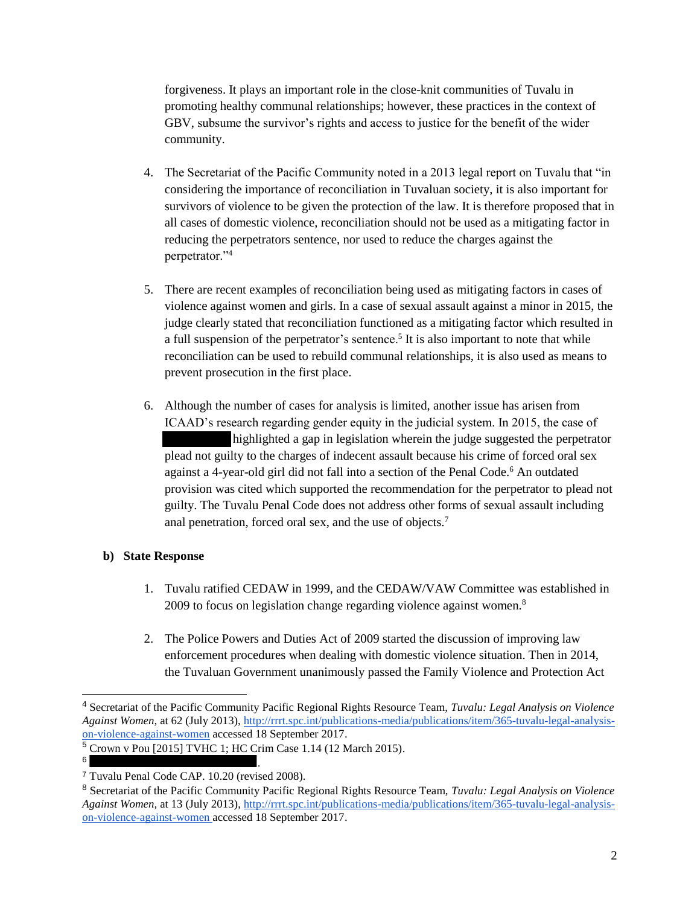forgiveness. It plays an important role in the close-knit communities of Tuvalu in promoting healthy communal relationships; however, these practices in the context of GBV, subsume the survivor's rights and access to justice for the benefit of the wider community.

4. The Secretariat of the Pacific Community noted in a 2013 legal report on Tuvalu that "in considering the importance of reconciliation in Tuvaluan society, it is also important for survivors of violence to be given the protection of the law. It is therefore proposed that in all cases of domestic violence, reconciliation should not be used as a mitigating factor in reducing the perpetrators sentence, nor used to reduce the charges against the perpetrator."[4]

5. There are recent examples of reconciliation being used as mitigating factors in cases of violence against women and girls. In a case of sexual assault against a minor in 2015, the judge clearly stated that reconciliation functioned as a mitigating factor which resulted in a full suspension of the perpetrator's sentence.[5] It is also important to note that while reconciliation can be used to rebuild communal relationships, it is also used as means to prevent prosecution in the first place.

6. Although the number of cases for analysis is limited, another issue has arisen from ICAAD's research regarding gender equity in the judicial system. In 2015, the case of [REDACTED] highlighted a gap in legislation wherein the judge suggested the perpetrator plead not guilty to the charges of indecent assault because his crime of forced oral sex against a 4-year-old girl did not fall into a section of the Penal Code.[6] An outdated provision was cited which supported the recommendation for the perpetrator to plead not guilty. The Tuvalu Penal Code does not address other forms of sexual assault including anal penetration, forced oral sex, and the use of objects.[7]

### b) State Response

1. Tuvalu ratified CEDAW in 1999, and the CEDAW/VAW Committee was established in 2009 to focus on legislation change regarding violence against women.[8]

2. The Police Powers and Duties Act of 2009 started the discussion of improving law enforcement procedures when dealing with domestic violence situation. Then in 2014, the Tuvaluan Government unanimously passed the Family Violence and Protection Act

---

[4] Secretariat of the Pacific Community Pacific Regional Rights Resource Team, *Tuvalu: Legal Analysis on Violence Against Women*, at 62 (July 2013), http://rrrt.spc.int/publications-media/publications/item/365-tuvalu-legal-analysis-on-violence-against-women accessed 18 September 2017.

[5] Crown v Pou [2015] TVHC 1; HC Crim Case 1.14 (12 March 2015).

[6] [REDACTED].

[7] Tuvalu Penal Code CAP. 10.20 (revised 2008).

[8] Secretariat of the Pacific Community Pacific Regional Rights Resource Team, *Tuvalu: Legal Analysis on Violence Against Women*, at 13 (July 2013), http://rrrt.spc.int/publications-media/publications/item/365-tuvalu-legal-analysis-on-violence-against-women accessed 18 September 2017.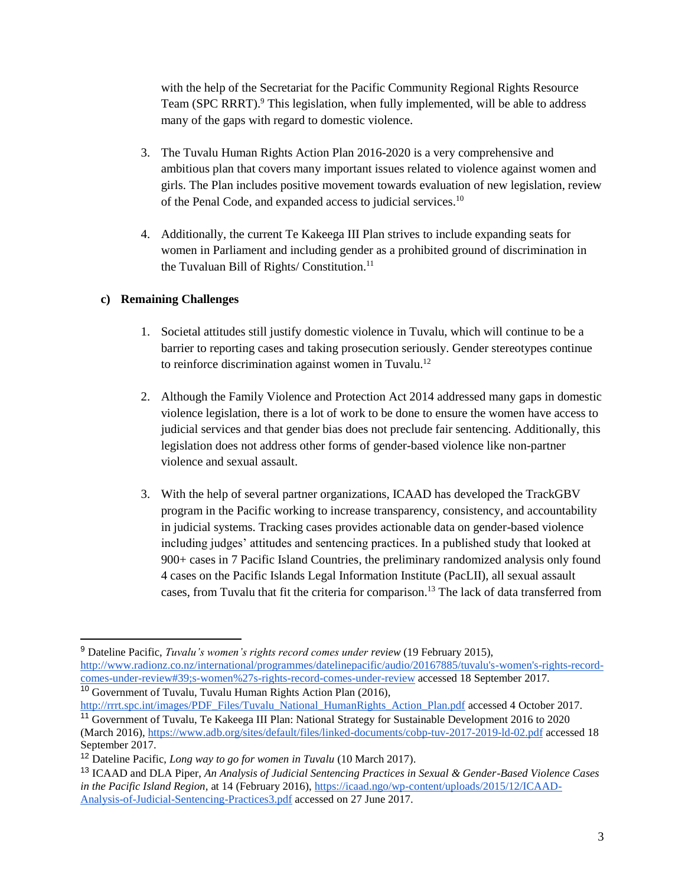with the help of the Secretariat for the Pacific Community Regional Rights Resource Team (SPC RRRT).[9] This legislation, when fully implemented, will be able to address many of the gaps with regard to domestic violence.

3. The Tuvalu Human Rights Action Plan 2016-2020 is a very comprehensive and ambitious plan that covers many important issues related to violence against women and girls. The Plan includes positive movement towards evaluation of new legislation, review of the Penal Code, and expanded access to judicial services.[10]

4. Additionally, the current Te Kakeega III Plan strives to include expanding seats for women in Parliament and including gender as a prohibited ground of discrimination in the Tuvaluan Bill of Rights/ Constitution.[11]

**c) Remaining Challenges**

1. Societal attitudes still justify domestic violence in Tuvalu, which will continue to be a barrier to reporting cases and taking prosecution seriously. Gender stereotypes continue to reinforce discrimination against women in Tuvalu.[12]

2. Although the Family Violence and Protection Act 2014 addressed many gaps in domestic violence legislation, there is a lot of work to be done to ensure the women have access to judicial services and that gender bias does not preclude fair sentencing. Additionally, this legislation does not address other forms of gender-based violence like non-partner violence and sexual assault.

3. With the help of several partner organizations, ICAAD has developed the TrackGBV program in the Pacific working to increase transparency, consistency, and accountability in judicial systems. Tracking cases provides actionable data on gender-based violence including judges' attitudes and sentencing practices. In a published study that looked at 900+ cases in 7 Pacific Island Countries, the preliminary randomized analysis only found 4 cases on the Pacific Islands Legal Information Institute (PacLII), all sexual assault cases, from Tuvalu that fit the criteria for comparison.[13] The lack of data transferred from

---

[9] Dateline Pacific, *Tuvalu's women's rights record comes under review* (19 February 2015), http://www.radionz.co.nz/international/programmes/datelinepacific/audio/20167885/tuvalu's-women's-rights-record-comes-under-review#39;s-women%27s-rights-record-comes-under-review accessed 18 September 2017.

[10] Government of Tuvalu, Tuvalu Human Rights Action Plan (2016), http://rrrt.spc.int/images/PDF_Files/Tuvalu_National_HumanRights_Action_Plan.pdf accessed 4 October 2017.

[11] Government of Tuvalu, Te Kakeega III Plan: National Strategy for Sustainable Development 2016 to 2020 (March 2016), https://www.adb.org/sites/default/files/linked-documents/cobp-tuv-2017-2019-ld-02.pdf accessed 18 September 2017.

[12] Dateline Pacific, *Long way to go for women in Tuvalu* (10 March 2017).

[13] ICAAD and DLA Piper, *An Analysis of Judicial Sentencing Practices in Sexual & Gender-Based Violence Cases in the Pacific Island Region*, at 14 (February 2016), https://icaad.ngo/wp-content/uploads/2015/12/ICAAD-Analysis-of-Judicial-Sentencing-Practices3.pdf accessed on 27 June 2017.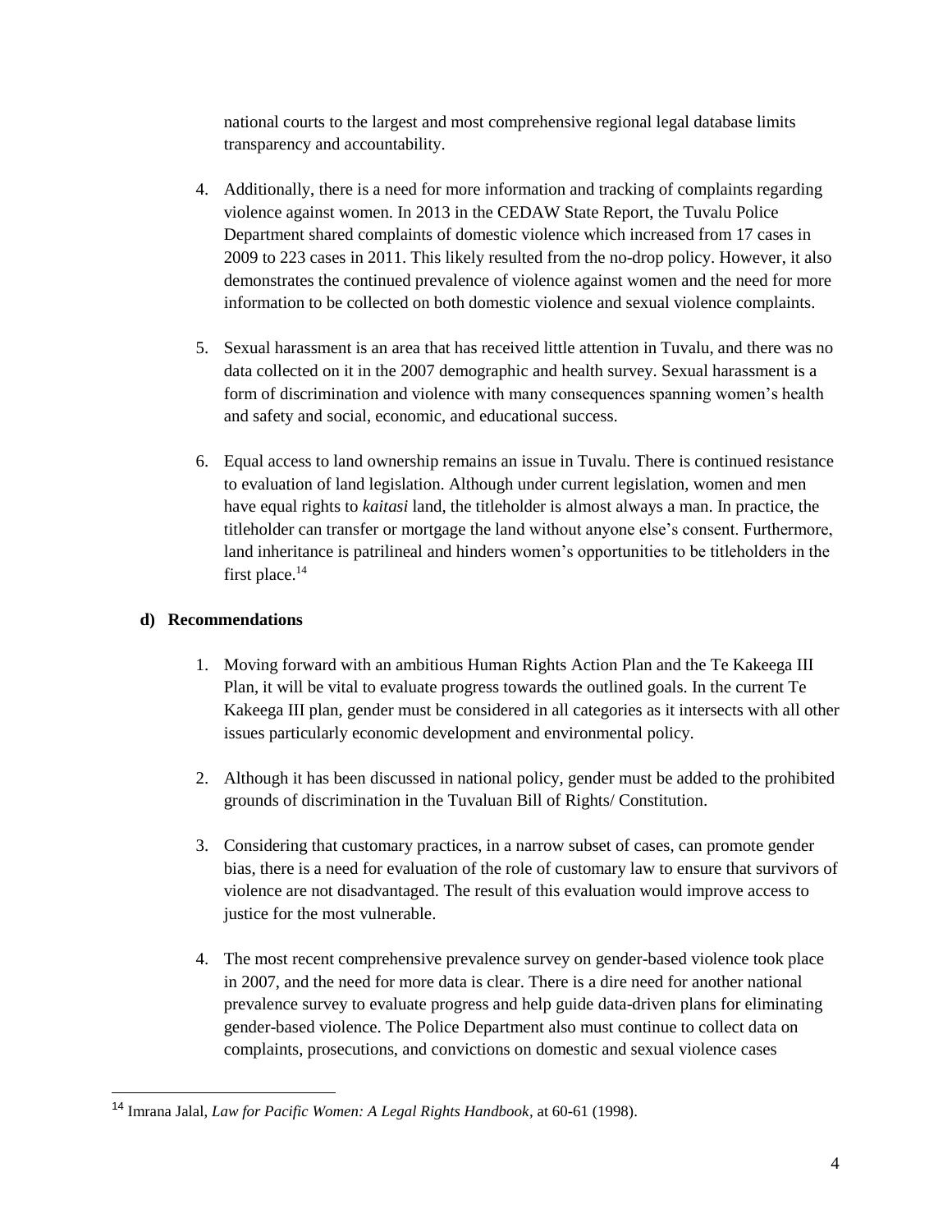national courts to the largest and most comprehensive regional legal database limits transparency and accountability.

4. Additionally, there is a need for more information and tracking of complaints regarding violence against women. In 2013 in the CEDAW State Report, the Tuvalu Police Department shared complaints of domestic violence which increased from 17 cases in 2009 to 223 cases in 2011. This likely resulted from the no-drop policy. However, it also demonstrates the continued prevalence of violence against women and the need for more information to be collected on both domestic violence and sexual violence complaints.

5. Sexual harassment is an area that has received little attention in Tuvalu, and there was no data collected on it in the 2007 demographic and health survey. Sexual harassment is a form of discrimination and violence with many consequences spanning women's health and safety and social, economic, and educational success.

6. Equal access to land ownership remains an issue in Tuvalu. There is continued resistance to evaluation of land legislation. Although under current legislation, women and men have equal rights to *kaitasi* land, the titleholder is almost always a man. In practice, the titleholder can transfer or mortgage the land without anyone else's consent. Furthermore, land inheritance is patrilineal and hinders women's opportunities to be titleholders in the first place.[14]

### d) Recommendations

1. Moving forward with an ambitious Human Rights Action Plan and the Te Kakeega III Plan, it will be vital to evaluate progress towards the outlined goals. In the current Te Kakeega III plan, gender must be considered in all categories as it intersects with all other issues particularly economic development and environmental policy.

2. Although it has been discussed in national policy, gender must be added to the prohibited grounds of discrimination in the Tuvaluan Bill of Rights/ Constitution.

3. Considering that customary practices, in a narrow subset of cases, can promote gender bias, there is a need for evaluation of the role of customary law to ensure that survivors of violence are not disadvantaged. The result of this evaluation would improve access to justice for the most vulnerable.

4. The most recent comprehensive prevalence survey on gender-based violence took place in 2007, and the need for more data is clear. There is a dire need for another national prevalence survey to evaluate progress and help guide data-driven plans for eliminating gender-based violence. The Police Department also must continue to collect data on complaints, prosecutions, and convictions on domestic and sexual violence cases

---

[14] Imrana Jalal, *Law for Pacific Women: A Legal Rights Handbook,* at 60-61 (1998).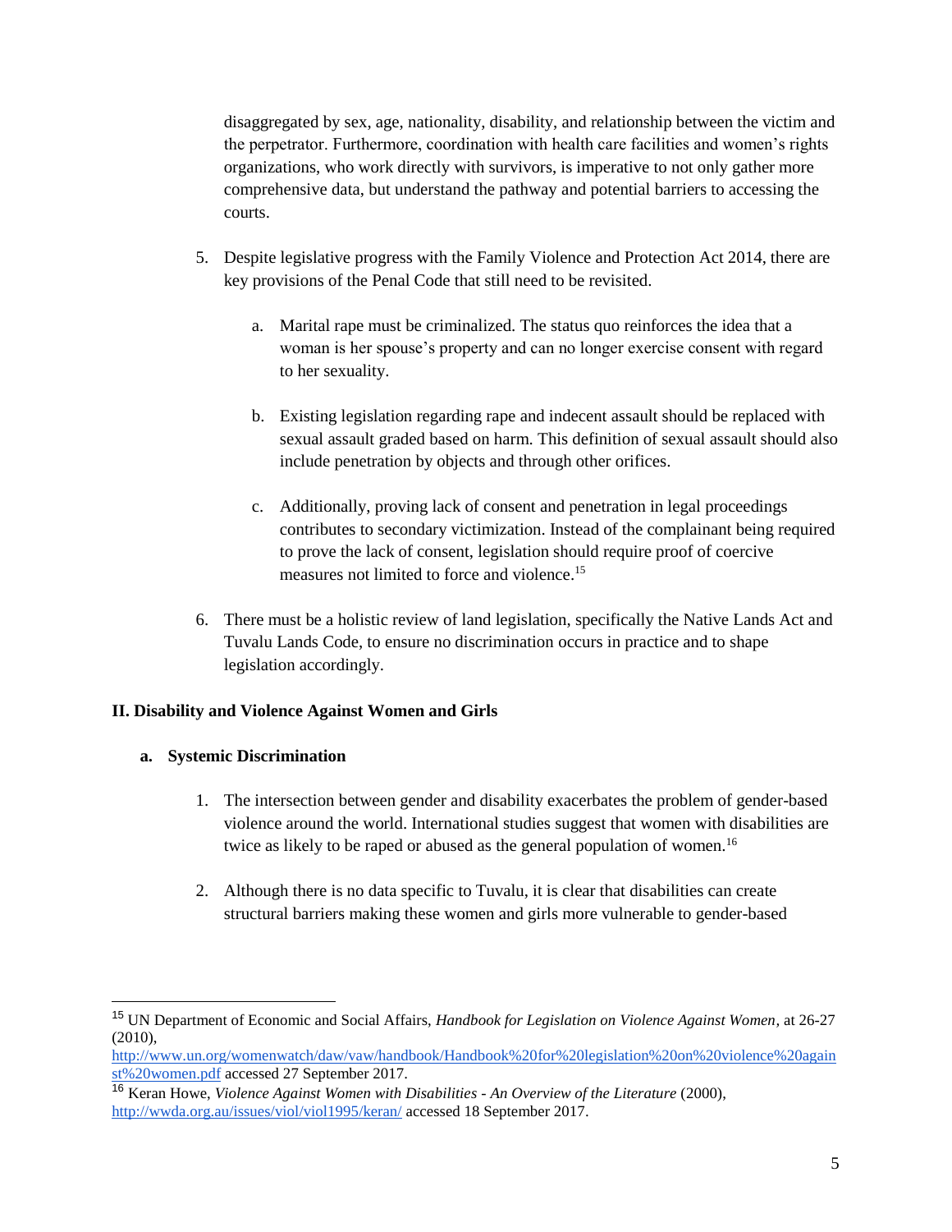disaggregated by sex, age, nationality, disability, and relationship between the victim and the perpetrator. Furthermore, coordination with health care facilities and women's rights organizations, who work directly with survivors, is imperative to not only gather more comprehensive data, but understand the pathway and potential barriers to accessing the courts.

5. Despite legislative progress with the Family Violence and Protection Act 2014, there are key provisions of the Penal Code that still need to be revisited.

    a. Marital rape must be criminalized. The status quo reinforces the idea that a woman is her spouse's property and can no longer exercise consent with regard to her sexuality.

    b. Existing legislation regarding rape and indecent assault should be replaced with sexual assault graded based on harm. This definition of sexual assault should also include penetration by objects and through other orifices.

    c. Additionally, proving lack of consent and penetration in legal proceedings contributes to secondary victimization. Instead of the complainant being required to prove the lack of consent, legislation should require proof of coercive measures not limited to force and violence.[15]

6. There must be a holistic review of land legislation, specifically the Native Lands Act and Tuvalu Lands Code, to ensure no discrimination occurs in practice and to shape legislation accordingly.

## II. Disability and Violence Against Women and Girls

### a. Systemic Discrimination

1. The intersection between gender and disability exacerbates the problem of gender-based violence around the world. International studies suggest that women with disabilities are twice as likely to be raped or abused as the general population of women.[16]

2. Although there is no data specific to Tuvalu, it is clear that disabilities can create structural barriers making these women and girls more vulnerable to gender-based

---

[15] UN Department of Economic and Social Affairs, *Handbook for Legislation on Violence Against Women*, at 26-27 (2010), http://www.un.org/womenwatch/daw/vaw/handbook/Handbook%20for%20legislation%20on%20violence%20against%20women.pdf accessed 27 September 2017.

[16] Keran Howe, *Violence Against Women with Disabilities - An Overview of the Literature* (2000), http://wwda.org.au/issues/viol/viol1995/keran/ accessed 18 September 2017.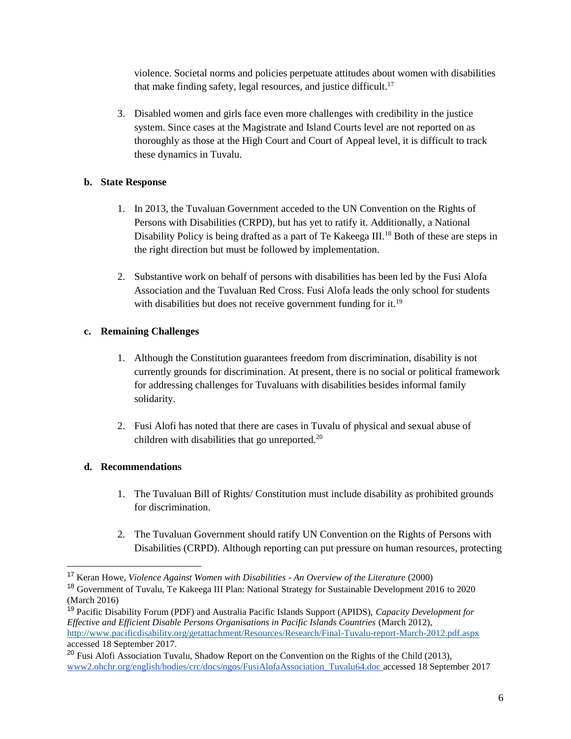violence. Societal norms and policies perpetuate attitudes about women with disabilities that make finding safety, legal resources, and justice difficult.[17]

3. Disabled women and girls face even more challenges with credibility in the justice system. Since cases at the Magistrate and Island Courts level are not reported on as thoroughly as those at the High Court and Court of Appeal level, it is difficult to track these dynamics in Tuvalu.

**b. State Response**

1. In 2013, the Tuvaluan Government acceded to the UN Convention on the Rights of Persons with Disabilities (CRPD), but has yet to ratify it. Additionally, a National Disability Policy is being drafted as a part of Te Kakeega III.[18] Both of these are steps in the right direction but must be followed by implementation.

2. Substantive work on behalf of persons with disabilities has been led by the Fusi Alofa Association and the Tuvaluan Red Cross. Fusi Alofa leads the only school for students with disabilities but does not receive government funding for it.[19]

**c. Remaining Challenges**

1. Although the Constitution guarantees freedom from discrimination, disability is not currently grounds for discrimination. At present, there is no social or political framework for addressing challenges for Tuvaluans with disabilities besides informal family solidarity.

2. Fusi Alofi has noted that there are cases in Tuvalu of physical and sexual abuse of children with disabilities that go unreported.[20]

**d. Recommendations**

1. The Tuvaluan Bill of Rights/ Constitution must include disability as prohibited grounds for discrimination.

2. The Tuvaluan Government should ratify UN Convention on the Rights of Persons with Disabilities (CRPD). Although reporting can put pressure on human resources, protecting

---

[17] Keran Howe, *Violence Against Women with Disabilities - An Overview of the Literature* (2000)

[18] Government of Tuvalu, Te Kakeega III Plan: National Strategy for Sustainable Development 2016 to 2020 (March 2016)

[19] Pacific Disability Forum (PDF) and Australia Pacific Islands Support (APIDS), *Capacity Development for Effective and Efficient Disable Persons Organisations in Pacific Islands Countries* (March 2012), http://www.pacificdisability.org/getattachment/Resources/Research/Final-Tuvalu-report-March-2012.pdf.aspx accessed 18 September 2017.

[20] Fusi Alofi Association Tuvalu, Shadow Report on the Convention on the Rights of the Child (2013), www2.ohchr.org/english/bodies/crc/docs/ngos/FusiAlofaAssociation_Tuvalu64.doc accessed 18 September 2017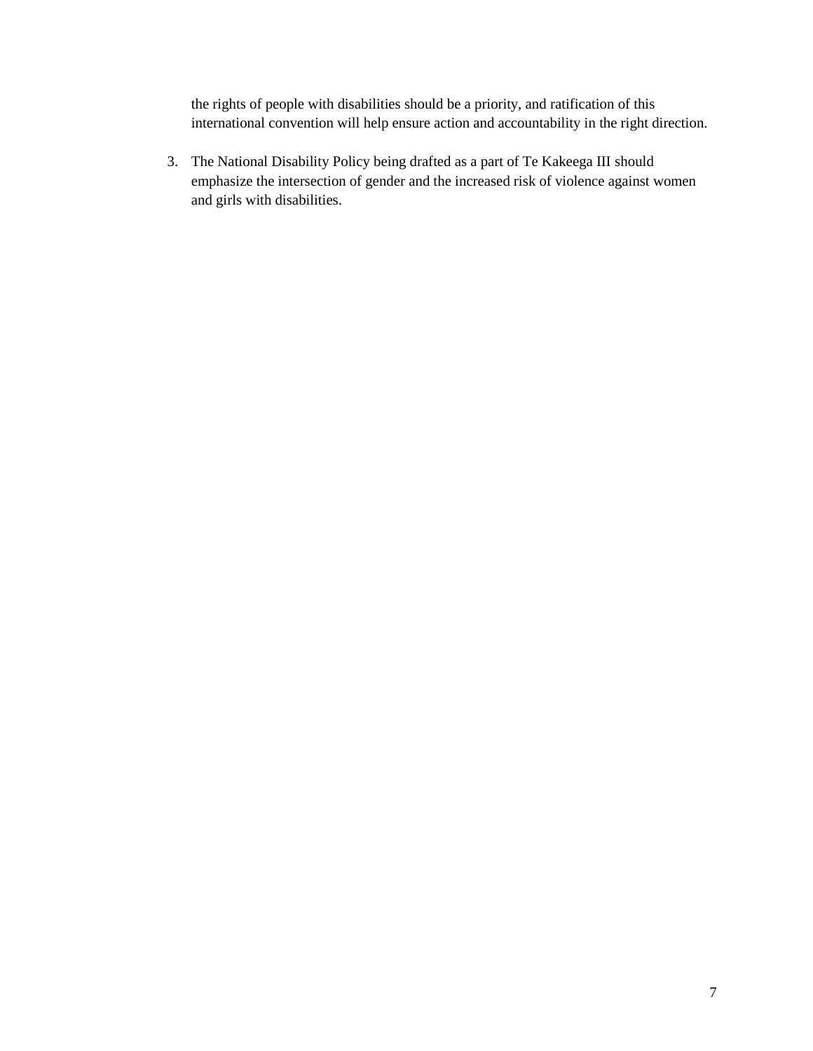the rights of people with disabilities should be a priority, and ratification of this international convention will help ensure action and accountability in the right direction.

3. The National Disability Policy being drafted as a part of Te Kakeega III should emphasize the intersection of gender and the increased risk of violence against women and girls with disabilities.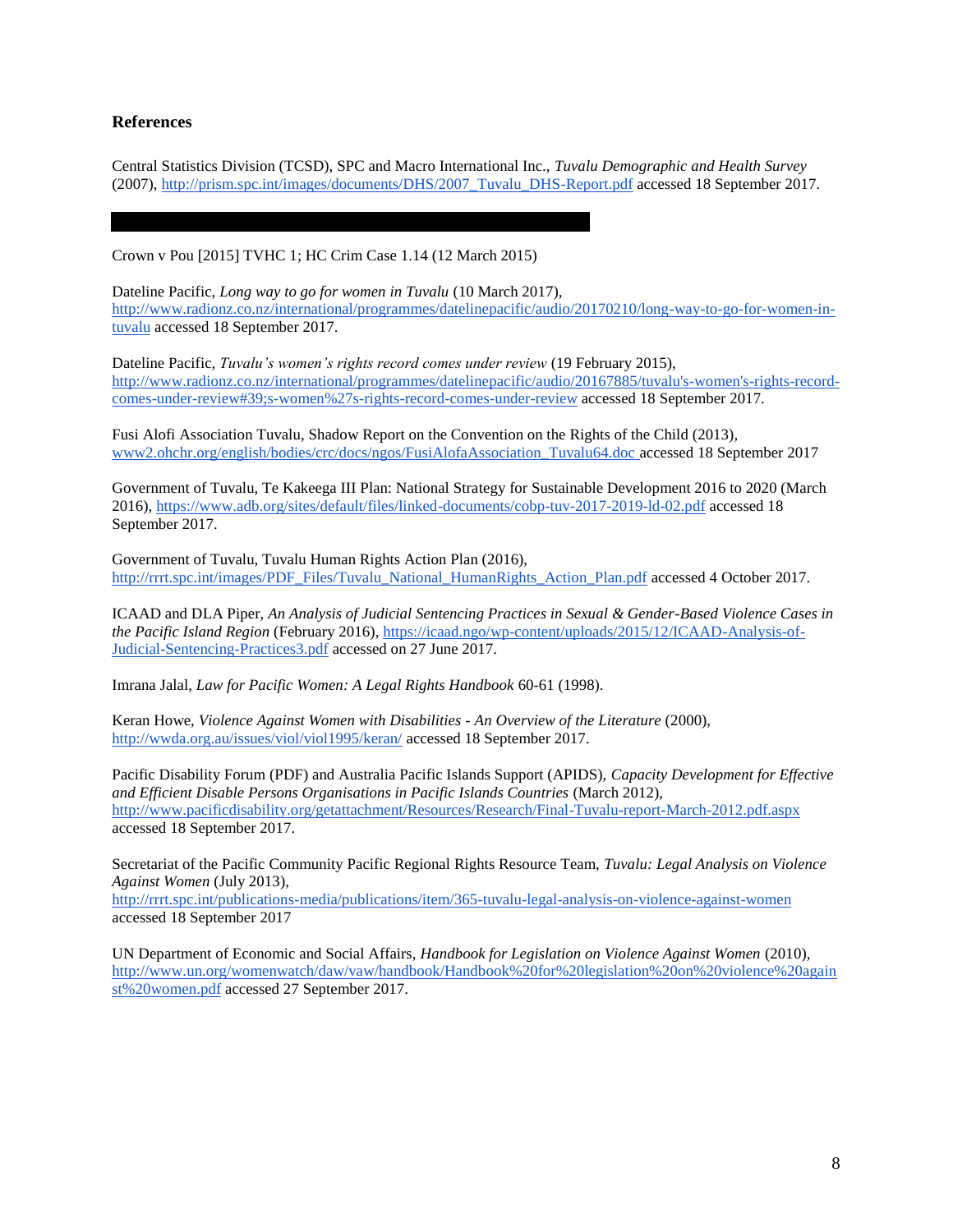## References

Central Statistics Division (TCSD), SPC and Macro International Inc., *Tuvalu Demographic and Health Survey* (2007), http://prism.spc.int/images/documents/DHS/2007_Tuvalu_DHS-Report.pdf accessed 18 September 2017.

Crown v Pou [2015] TVHC 1; HC Crim Case 1.14 (12 March 2015)

Dateline Pacific, *Long way to go for women in Tuvalu* (10 March 2017), http://www.radionz.co.nz/international/programmes/datelinepacific/audio/20170210/long-way-to-go-for-women-in-tuvalu accessed 18 September 2017.

Dateline Pacific, *Tuvalu's women's rights record comes under review* (19 February 2015), http://www.radionz.co.nz/international/programmes/datelinepacific/audio/20167885/tuvalu's-women's-rights-record-comes-under-review#39;s-women%27s-rights-record-comes-under-review accessed 18 September 2017.

Fusi Alofi Association Tuvalu, Shadow Report on the Convention on the Rights of the Child (2013), www2.ohchr.org/english/bodies/crc/docs/ngos/FusiAlofaAssociation_Tuvalu64.doc accessed 18 September 2017

Government of Tuvalu, Te Kakeega III Plan: National Strategy for Sustainable Development 2016 to 2020 (March 2016), https://www.adb.org/sites/default/files/linked-documents/cobp-tuv-2017-2019-ld-02.pdf accessed 18 September 2017.

Government of Tuvalu, Tuvalu Human Rights Action Plan (2016), http://rrrt.spc.int/images/PDF_Files/Tuvalu_National_HumanRights_Action_Plan.pdf accessed 4 October 2017.

ICAAD and DLA Piper, *An Analysis of Judicial Sentencing Practices in Sexual & Gender-Based Violence Cases in the Pacific Island Region* (February 2016), https://icaad.ngo/wp-content/uploads/2015/12/ICAAD-Analysis-of-Judicial-Sentencing-Practices3.pdf accessed on 27 June 2017.

Imrana Jalal, *Law for Pacific Women: A Legal Rights Handbook* 60-61 (1998).

Keran Howe, *Violence Against Women with Disabilities - An Overview of the Literature* (2000), http://wwda.org.au/issues/viol/viol1995/keran/ accessed 18 September 2017.

Pacific Disability Forum (PDF) and Australia Pacific Islands Support (APIDS), *Capacity Development for Effective and Efficient Disable Persons Organisations in Pacific Islands Countries* (March 2012), http://www.pacificdisability.org/getattachment/Resources/Research/Final-Tuvalu-report-March-2012.pdf.aspx accessed 18 September 2017.

Secretariat of the Pacific Community Pacific Regional Rights Resource Team, *Tuvalu: Legal Analysis on Violence Against Women* (July 2013), http://rrrt.spc.int/publications-media/publications/item/365-tuvalu-legal-analysis-on-violence-against-women accessed 18 September 2017

UN Department of Economic and Social Affairs, *Handbook for Legislation on Violence Against Women* (2010), http://www.un.org/womenwatch/daw/vaw/handbook/Handbook%20for%20legislation%20on%20violence%20against%20women.pdf accessed 27 September 2017.